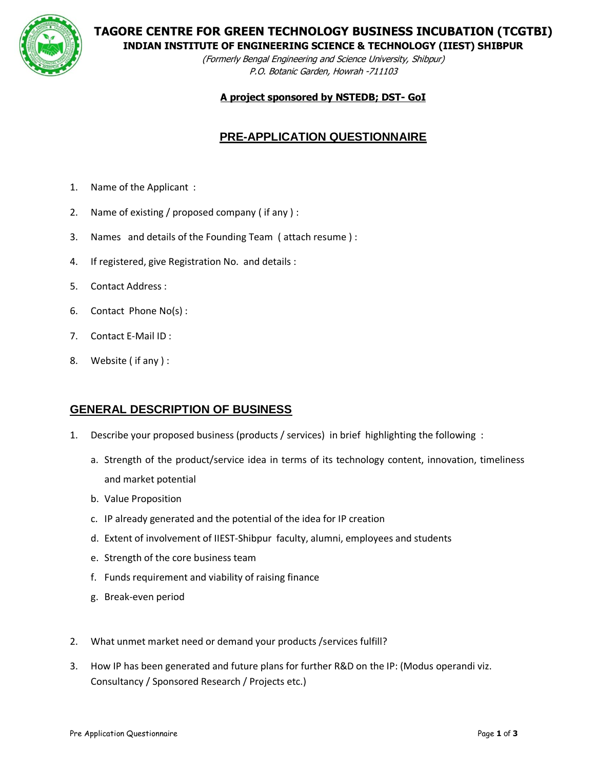# TAGORE CENTRE FOR GREEN TECHNOLOGY BUSINESS INCUBATION (TCGTBI)

**INDIAN INSTITUTE OF ENGINEERING SCIENCE & TECHNOLOGY (IIEST) SHIBPUR**

*(Formerly Bengal Engineering and Science University, Shibpur)*
*P.O. Botanic Garden, Howrah -711103*

**A project sponsored by NSTEDB; DST- GoI**

## PRE-APPLICATION QUESTIONNAIRE

1. Name of the Applicant :
2. Name of existing / proposed company ( if any ) :
3. Names and details of the Founding Team ( attach resume ) :
4. If registered, give Registration No. and details :
5. Contact Address :
6. Contact Phone No(s) :
7. Contact E-Mail ID :
8. Website ( if any ) :

## GENERAL DESCRIPTION OF BUSINESS

1. Describe your proposed business (products / services) in brief highlighting the following :
   a. Strength of the product/service idea in terms of its technology content, innovation, timeliness and market potential
   b. Value Proposition
   c. IP already generated and the potential of the idea for IP creation
   d. Extent of involvement of IIEST-Shibpur faculty, alumni, employees and students
   e. Strength of the core business team
   f. Funds requirement and viability of raising finance
   g. Break-even period

2. What unmet market need or demand your products /services fulfill?

3. How IP has been generated and future plans for further R&D on the IP: (Modus operandi viz. Consultancy / Sponsored Research / Projects etc.)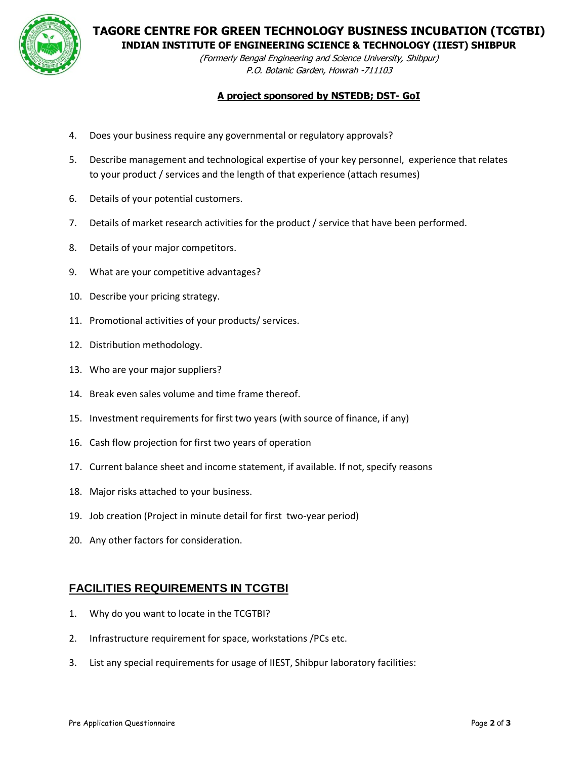4. Does your business require any governmental or regulatory approvals?
5. Describe management and technological expertise of your key personnel, experience that relates to your product / services and the length of that experience (attach resumes)
6. Details of your potential customers.
7. Details of market research activities for the product / service that have been performed.
8. Details of your major competitors.
9. What are your competitive advantages?
10. Describe your pricing strategy.
11. Promotional activities of your products/ services.
12. Distribution methodology.
13. Who are your major suppliers?
14. Break even sales volume and time frame thereof.
15. Investment requirements for first two years (with source of finance, if any)
16. Cash flow projection for first two years of operation
17. Current balance sheet and income statement, if available. If not, specify reasons
18. Major risks attached to your business.
19. Job creation (Project in minute detail for first two-year period)
20. Any other factors for consideration.

## FACILITIES REQUIREMENTS IN TCGTBI

1. Why do you want to locate in the TCGTBI?
2. Infrastructure requirement for space, workstations /PCs etc.
3. List any special requirements for usage of IIEST, Shibpur laboratory facilities: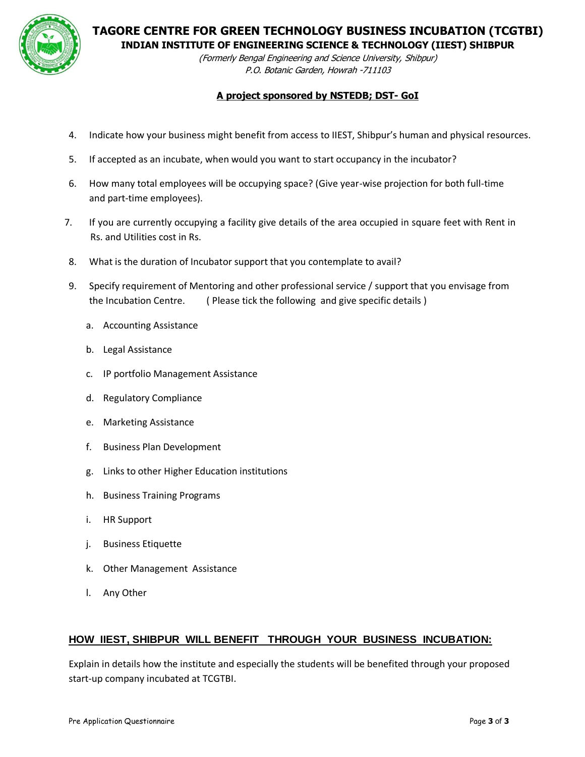# TAGORE CENTRE FOR GREEN TECHNOLOGY BUSINESS INCUBATION (TCGTBI)

## INDIAN INSTITUTE OF ENGINEERING SCIENCE & TECHNOLOGY (IIEST) SHIBPUR

*(Formerly Bengal Engineering and Science University, Shibpur)*
*P.O. Botanic Garden, Howrah -711103*

**A project sponsored by NSTEDB; DST- GoI**

4. Indicate how your business might benefit from access to IIEST, Shibpur's human and physical resources.
5. If accepted as an incubate, when would you want to start occupancy in the incubator?
6. How many total employees will be occupying space? (Give year-wise projection for both full-time and part-time employees).
7. If you are currently occupying a facility give details of the area occupied in square feet with Rent in Rs. and Utilities cost in Rs.
8. What is the duration of Incubator support that you contemplate to avail?
9. Specify requirement of Mentoring and other professional service / support that you envisage from the Incubation Centre. ( Please tick the following and give specific details )
   a. Accounting Assistance
   b. Legal Assistance
   c. IP portfolio Management Assistance
   d. Regulatory Compliance
   e. Marketing Assistance
   f. Business Plan Development
   g. Links to other Higher Education institutions
   h. Business Training Programs
   i. HR Support
   j. Business Etiquette
   k. Other Management Assistance
   l. Any Other

## HOW IIEST, SHIBPUR WILL BENEFIT THROUGH YOUR BUSINESS INCUBATION:

Explain in details how the institute and especially the students will be benefited through your proposed start-up company incubated at TCGTBI.